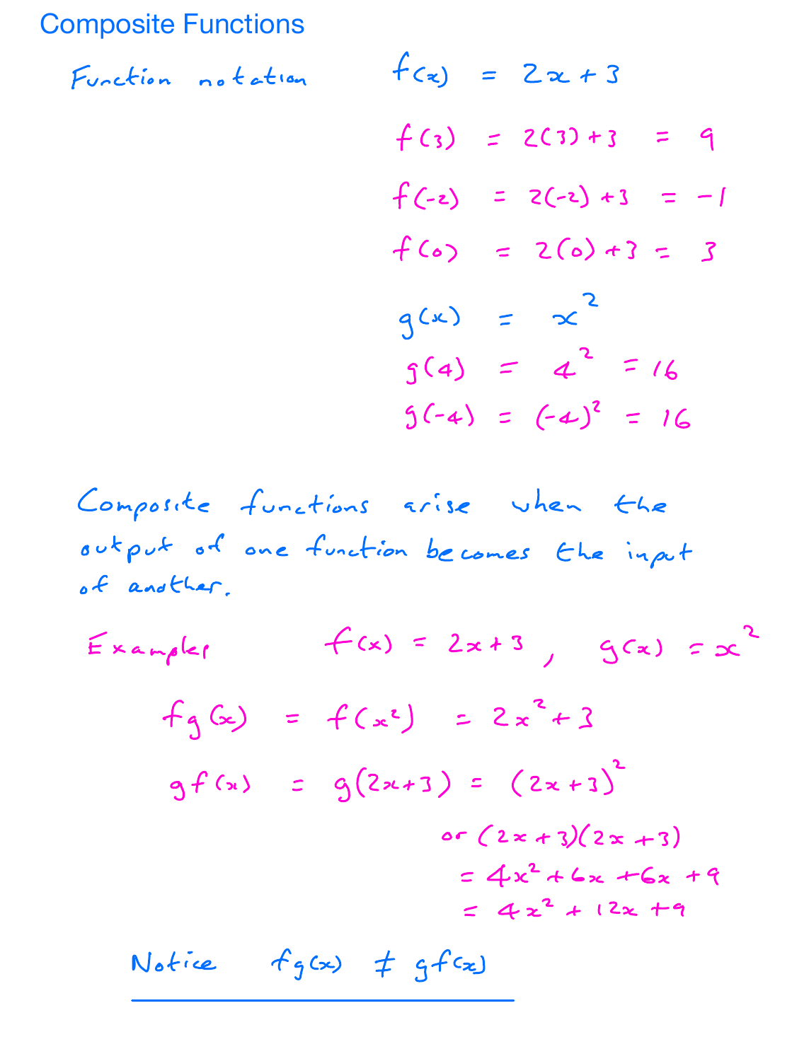# Composite Functions

Function notation

$$f(x) = 2x + 3$$

$$f(3) = 2(3) + 3 = 9$$

$$f(-2) = 2(-2) + 3 = -1$$

$$f(0) = 2(0) + 3 = 3$$

$$g(x) = x^2$$

$$g(4) = 4^2 = 16$$

$$g(-4) = (-4)^2 = 16$$

Composite functions arise when the output of one function becomes the input of another.

Examples $\quad f(x) = 2x + 3, \quad g(x) = x^2$

$$fg(x) = f(x^2) = 2x^2 + 3$$

$$gf(x) = g(2x+3) = (2x+3)^2$$

$$\text{or } (2x+3)(2x+3)$$

$$= 4x^2 + 6x + 6x + 9$$

$$= 4x^2 + 12x + 9$$

Notice $\quad fg(x) \neq gf(x)$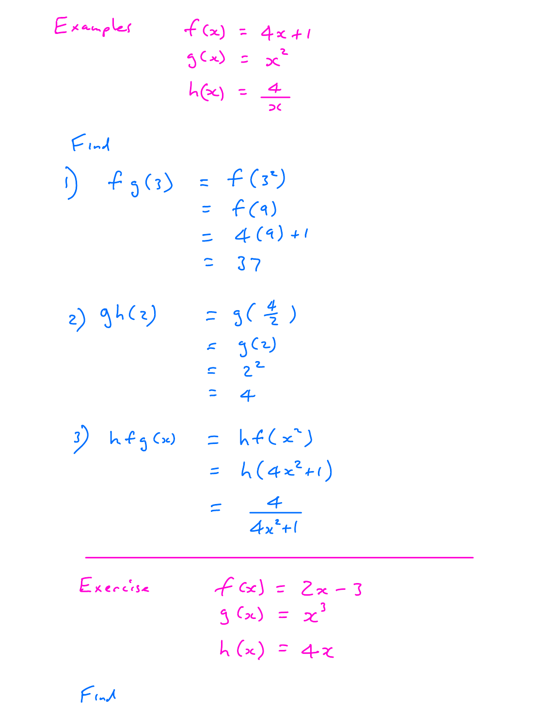**Examples**

$$f(x) = 4x + 1$$
$$g(x) = x^2$$
$$h(x) = \frac{4}{x}$$

Find

1) $fg(3) = f(3^2)$
$= f(9)$
$= 4(9) + 1$
$= 37$

2) $gh(2) = g\left(\frac{4}{2}\right)$
$= g(2)$
$= 2^2$
$= 4$

3) $hfg(x) = hf(x^2)$
$= h(4x^2 + 1)$
$= \dfrac{4}{4x^2 + 1}$

---

**Exercise**

$$f(x) = 2x - 3$$
$$g(x) = x^3$$
$$h(x) = 4x$$

Find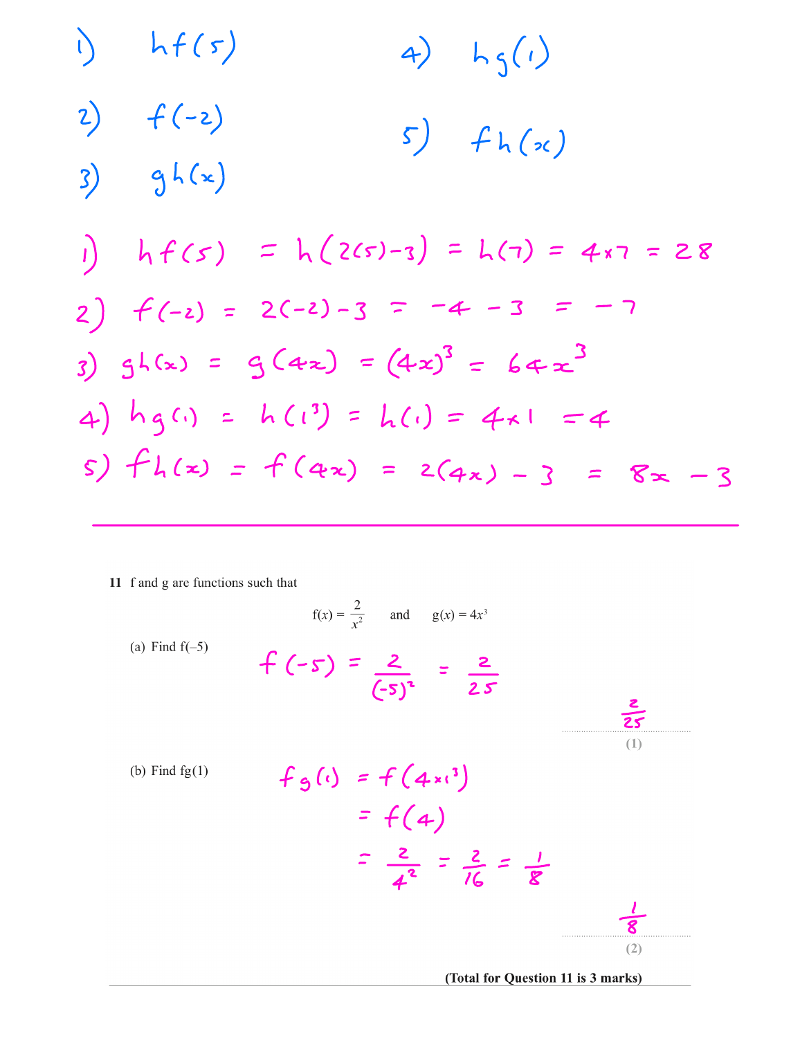1) $hf(5)$

2) $f(-2)$

3) $gh(x)$

4) $hg(1)$

5) $fh(x)$

1) $hf(5) = h(2(5)-3) = h(7) = 4 \times 7 = 28$

2) $f(-2) = 2(-2)-3 = -4-3 = -7$

3) $gh(x) = g(4x) = (4x)^3 = 64x^3$

4) $hg(1) = h(1^3) = h(1) = 4 \times 1 = 4$

5) $fh(x) = f(4x) = 2(4x) - 3 = 8x - 3$

---

**11** f and g are functions such that

$$f(x) = \frac{2}{x^2} \qquad \text{and} \qquad g(x) = 4x^3$$

(a) Find f(–5)

$$f(-5) = \frac{2}{(-5)^2} = \frac{2}{25}$$

$\frac{2}{25}$

**(1)**

(b) Find fg(1)

$$fg(1) = f(4 \times 1^3)$$
$$= f(4)$$
$$= \frac{2}{4^2} = \frac{2}{16} = \frac{1}{8}$$

$\frac{1}{8}$

**(2)**

**(Total for Question 11 is 3 marks)**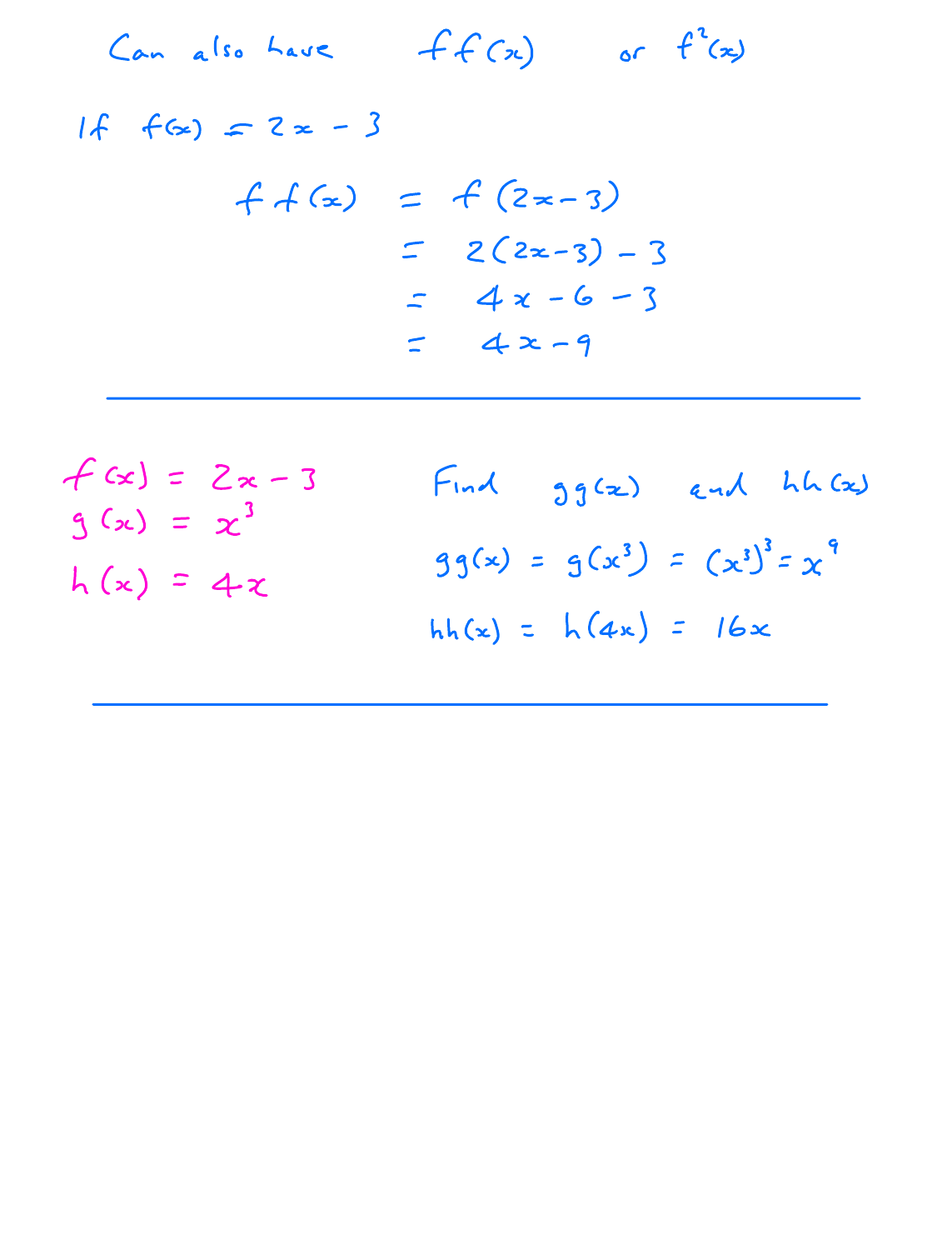Can also have $ff(x)$ or $f^2(x)$

If $f(x) = 2x - 3$

$$
\begin{aligned}
ff(x) &= f(2x-3) \\
&= 2(2x-3) - 3 \\
&= 4x - 6 - 3 \\
&= 4x - 9
\end{aligned}
$$

---

$f(x) = 2x - 3$

$g(x) = x^3$

$h(x) = 4x$

Find $gg(x)$ and $hh(x)$

$gg(x) = g(x^3) = (x^3)^3 = x^9$

$hh(x) = h(4x) = 16x$

---